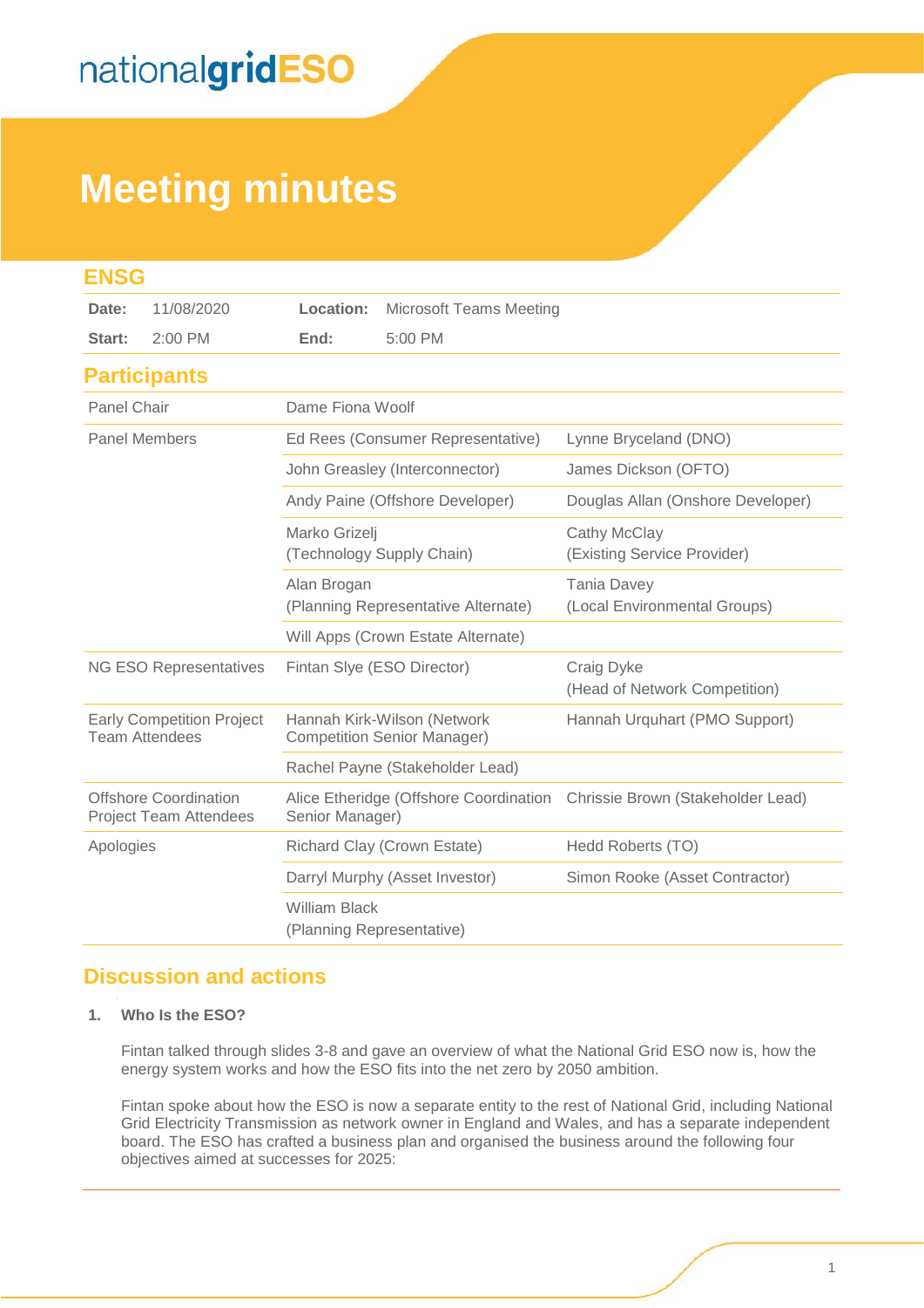nationalgridESO

# Meeting minutes

## ENSG

| | | | |
|---|---|---|---|
| **Date:** | 11/08/2020 | **Location:** | Microsoft Teams Meeting |
| **Start:** | 2:00 PM | **End:** | 5:00 PM |

## Participants

| | | |
|---|---|---|
| Panel Chair | Dame Fiona Woolf | |
| Panel Members | Ed Rees (Consumer Representative) | Lynne Bryceland (DNO) |
| | John Greasley (Interconnector) | James Dickson (OFTO) |
| | Andy Paine (Offshore Developer) | Douglas Allan (Onshore Developer) |
| | Marko Grizelj (Technology Supply Chain) | Cathy McClay (Existing Service Provider) |
| | Alan Brogan (Planning Representative Alternate) | Tania Davey (Local Environmental Groups) |
| | Will Apps (Crown Estate Alternate) | |
| NG ESO Representatives | Fintan Slye (ESO Director) | Craig Dyke (Head of Network Competition) |
| Early Competition Project Team Attendees | Hannah Kirk-Wilson (Network Competition Senior Manager) | Hannah Urquhart (PMO Support) |
| | Rachel Payne (Stakeholder Lead) | |
| Offshore Coordination Project Team Attendees | Alice Etheridge (Offshore Coordination Senior Manager) | Chrissie Brown (Stakeholder Lead) |
| Apologies | Richard Clay (Crown Estate) | Hedd Roberts (TO) |
| | Darryl Murphy (Asset Investor) | Simon Rooke (Asset Contractor) |
| | William Black (Planning Representative) | |

## Discussion and actions

### 1. Who Is the ESO?

Fintan talked through slides 3-8 and gave an overview of what the National Grid ESO now is, how the energy system works and how the ESO fits into the net zero by 2050 ambition.

Fintan spoke about how the ESO is now a separate entity to the rest of National Grid, including National Grid Electricity Transmission as network owner in England and Wales, and has a separate independent board. The ESO has crafted a business plan and organised the business around the following four objectives aimed at successes for 2025: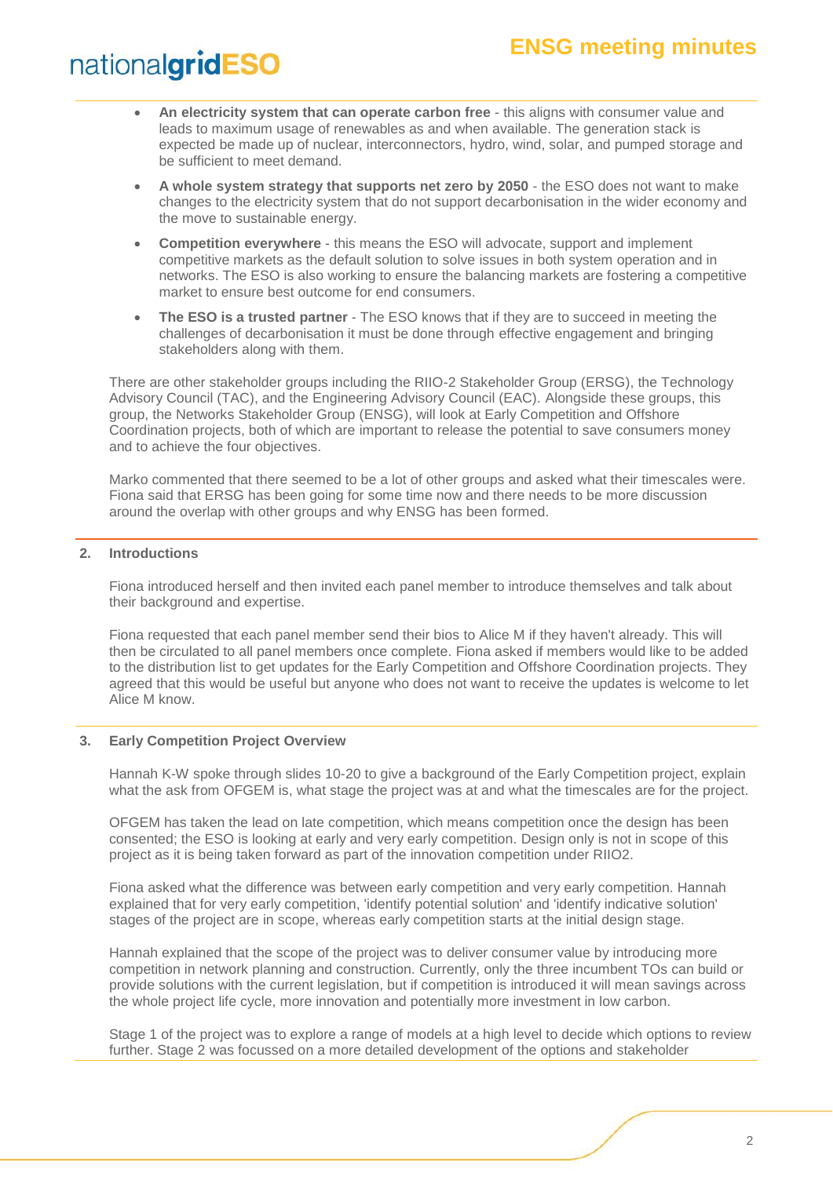- **An electricity system that can operate carbon free** - this aligns with consumer value and leads to maximum usage of renewables as and when available. The generation stack is expected be made up of nuclear, interconnectors, hydro, wind, solar, and pumped storage and be sufficient to meet demand.
- **A whole system strategy that supports net zero by 2050** - the ESO does not want to make changes to the electricity system that do not support decarbonisation in the wider economy and the move to sustainable energy.
- **Competition everywhere** - this means the ESO will advocate, support and implement competitive markets as the default solution to solve issues in both system operation and in networks. The ESO is also working to ensure the balancing markets are fostering a competitive market to ensure best outcome for end consumers.
- **The ESO is a trusted partner** - The ESO knows that if they are to succeed in meeting the challenges of decarbonisation it must be done through effective engagement and bringing stakeholders along with them.

There are other stakeholder groups including the RIIO-2 Stakeholder Group (ERSG), the Technology Advisory Council (TAC), and the Engineering Advisory Council (EAC). Alongside these groups, this group, the Networks Stakeholder Group (ENSG), will look at Early Competition and Offshore Coordination projects, both of which are important to release the potential to save consumers money and to achieve the four objectives.

Marko commented that there seemed to be a lot of other groups and asked what their timescales were. Fiona said that ERSG has been going for some time now and there needs to be more discussion around the overlap with other groups and why ENSG has been formed.

## 2. Introductions

Fiona introduced herself and then invited each panel member to introduce themselves and talk about their background and expertise.

Fiona requested that each panel member send their bios to Alice M if they haven't already. This will then be circulated to all panel members once complete. Fiona asked if members would like to be added to the distribution list to get updates for the Early Competition and Offshore Coordination projects. They agreed that this would be useful but anyone who does not want to receive the updates is welcome to let Alice M know.

## 3. Early Competition Project Overview

Hannah K-W spoke through slides 10-20 to give a background of the Early Competition project, explain what the ask from OFGEM is, what stage the project was at and what the timescales are for the project.

OFGEM has taken the lead on late competition, which means competition once the design has been consented; the ESO is looking at early and very early competition. Design only is not in scope of this project as it is being taken forward as part of the innovation competition under RIIO2.

Fiona asked what the difference was between early competition and very early competition. Hannah explained that for very early competition, 'identify potential solution' and 'identify indicative solution' stages of the project are in scope, whereas early competition starts at the initial design stage.

Hannah explained that the scope of the project was to deliver consumer value by introducing more competition in network planning and construction. Currently, only the three incumbent TOs can build or provide solutions with the current legislation, but if competition is introduced it will mean savings across the whole project life cycle, more innovation and potentially more investment in low carbon.

Stage 1 of the project was to explore a range of models at a high level to decide which options to review further. Stage 2 was focussed on a more detailed development of the options and stakeholder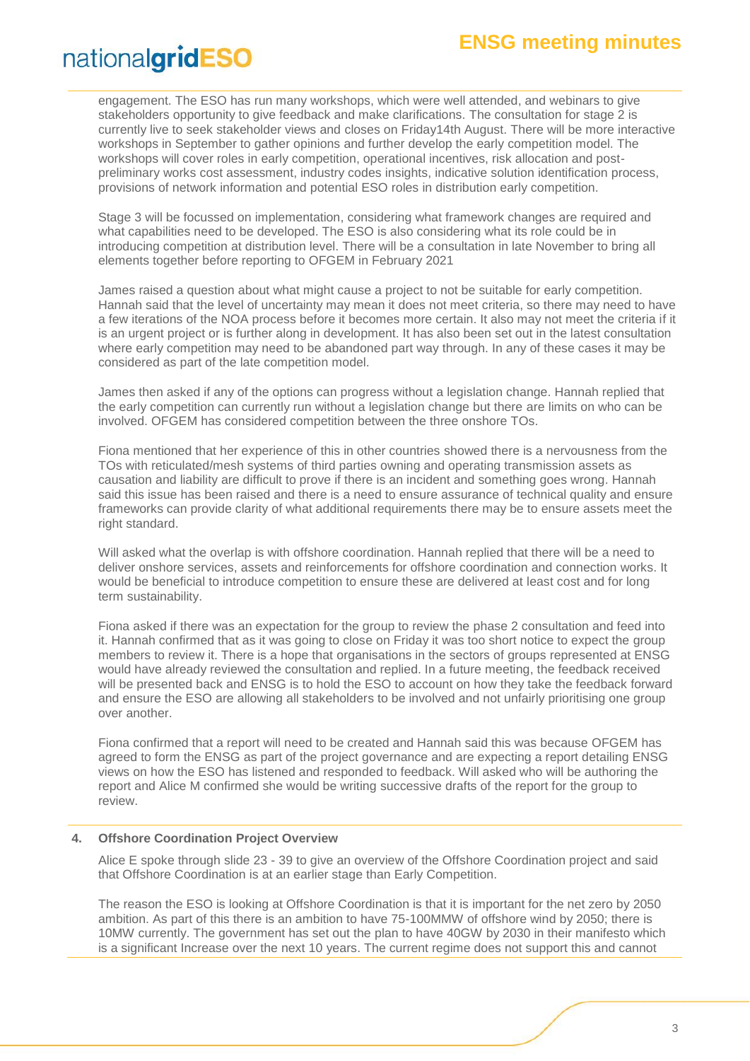engagement. The ESO has run many workshops, which were well attended, and webinars to give stakeholders opportunity to give feedback and make clarifications. The consultation for stage 2 is currently live to seek stakeholder views and closes on Friday14th August. There will be more interactive workshops in September to gather opinions and further develop the early competition model. The workshops will cover roles in early competition, operational incentives, risk allocation and post-preliminary works cost assessment, industry codes insights, indicative solution identification process, provisions of network information and potential ESO roles in distribution early competition.

Stage 3 will be focussed on implementation, considering what framework changes are required and what capabilities need to be developed. The ESO is also considering what its role could be in introducing competition at distribution level. There will be a consultation in late November to bring all elements together before reporting to OFGEM in February 2021

James raised a question about what might cause a project to not be suitable for early competition. Hannah said that the level of uncertainty may mean it does not meet criteria, so there may need to have a few iterations of the NOA process before it becomes more certain. It also may not meet the criteria if it is an urgent project or is further along in development. It has also been set out in the latest consultation where early competition may need to be abandoned part way through. In any of these cases it may be considered as part of the late competition model.

James then asked if any of the options can progress without a legislation change. Hannah replied that the early competition can currently run without a legislation change but there are limits on who can be involved. OFGEM has considered competition between the three onshore TOs.

Fiona mentioned that her experience of this in other countries showed there is a nervousness from the TOs with reticulated/mesh systems of third parties owning and operating transmission assets as causation and liability are difficult to prove if there is an incident and something goes wrong. Hannah said this issue has been raised and there is a need to ensure assurance of technical quality and ensure frameworks can provide clarity of what additional requirements there may be to ensure assets meet the right standard.

Will asked what the overlap is with offshore coordination. Hannah replied that there will be a need to deliver onshore services, assets and reinforcements for offshore coordination and connection works. It would be beneficial to introduce competition to ensure these are delivered at least cost and for long term sustainability.

Fiona asked if there was an expectation for the group to review the phase 2 consultation and feed into it. Hannah confirmed that as it was going to close on Friday it was too short notice to expect the group members to review it. There is a hope that organisations in the sectors of groups represented at ENSG would have already reviewed the consultation and replied. In a future meeting, the feedback received will be presented back and ENSG is to hold the ESO to account on how they take the feedback forward and ensure the ESO are allowing all stakeholders to be involved and not unfairly prioritising one group over another.

Fiona confirmed that a report will need to be created and Hannah said this was because OFGEM has agreed to form the ENSG as part of the project governance and are expecting a report detailing ENSG views on how the ESO has listened and responded to feedback. Will asked who will be authoring the report and Alice M confirmed she would be writing successive drafts of the report for the group to review.

**4. Offshore Coordination Project Overview**

Alice E spoke through slide 23 - 39 to give an overview of the Offshore Coordination project and said that Offshore Coordination is at an earlier stage than Early Competition.

The reason the ESO is looking at Offshore Coordination is that it is important for the net zero by 2050 ambition. As part of this there is an ambition to have 75-100MMW of offshore wind by 2050; there is 10MW currently. The government has set out the plan to have 40GW by 2030 in their manifesto which is a significant Increase over the next 10 years. The current regime does not support this and cannot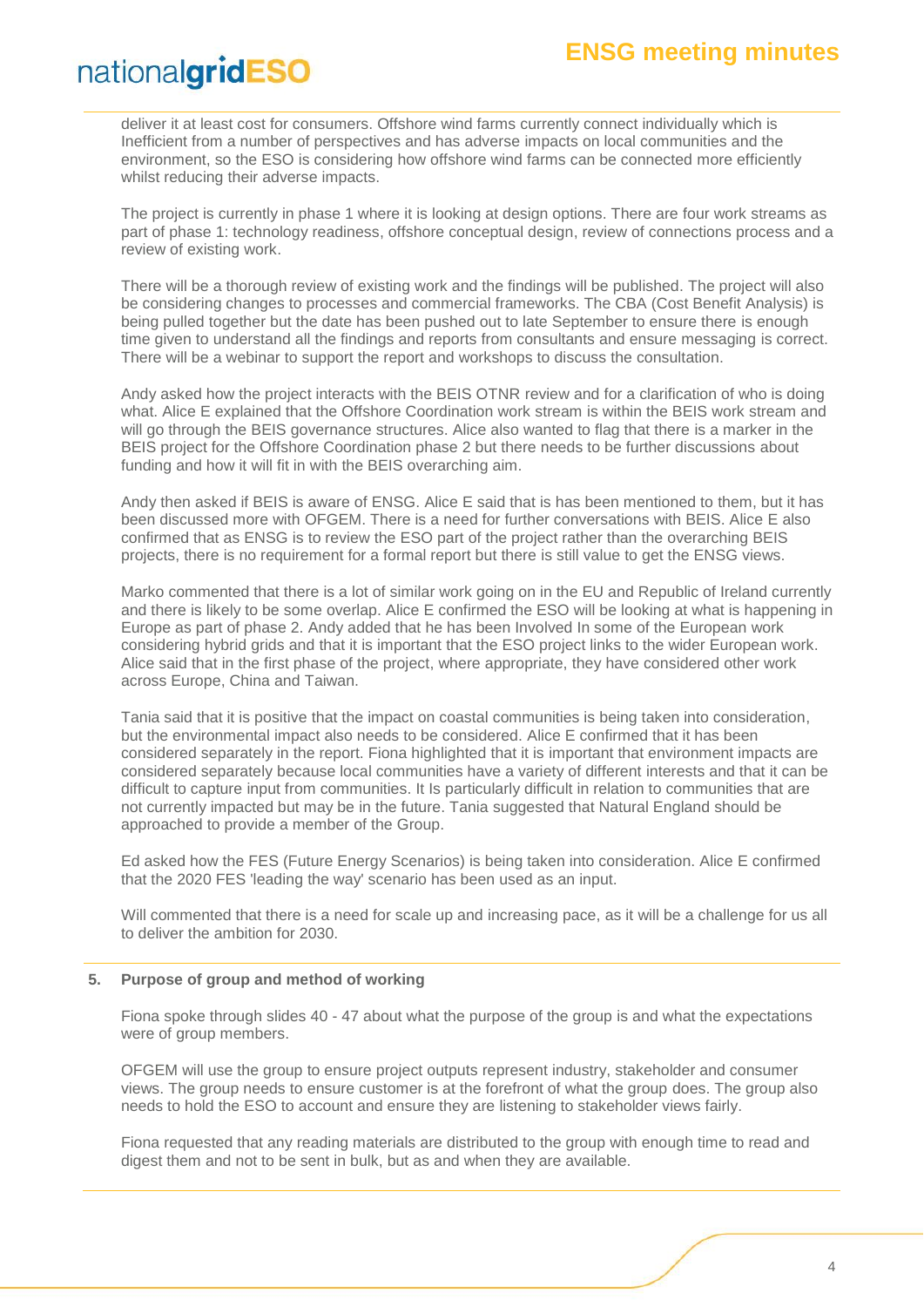deliver it at least cost for consumers. Offshore wind farms currently connect individually which is Inefficient from a number of perspectives and has adverse impacts on local communities and the environment, so the ESO is considering how offshore wind farms can be connected more efficiently whilst reducing their adverse impacts.

The project is currently in phase 1 where it is looking at design options. There are four work streams as part of phase 1: technology readiness, offshore conceptual design, review of connections process and a review of existing work.

There will be a thorough review of existing work and the findings will be published. The project will also be considering changes to processes and commercial frameworks. The CBA (Cost Benefit Analysis) is being pulled together but the date has been pushed out to late September to ensure there is enough time given to understand all the findings and reports from consultants and ensure messaging is correct. There will be a webinar to support the report and workshops to discuss the consultation.

Andy asked how the project interacts with the BEIS OTNR review and for a clarification of who is doing what. Alice E explained that the Offshore Coordination work stream is within the BEIS work stream and will go through the BEIS governance structures. Alice also wanted to flag that there is a marker in the BEIS project for the Offshore Coordination phase 2 but there needs to be further discussions about funding and how it will fit in with the BEIS overarching aim.

Andy then asked if BEIS is aware of ENSG. Alice E said that is has been mentioned to them, but it has been discussed more with OFGEM. There is a need for further conversations with BEIS. Alice E also confirmed that as ENSG is to review the ESO part of the project rather than the overarching BEIS projects, there is no requirement for a formal report but there is still value to get the ENSG views.

Marko commented that there is a lot of similar work going on in the EU and Republic of Ireland currently and there is likely to be some overlap. Alice E confirmed the ESO will be looking at what is happening in Europe as part of phase 2. Andy added that he has been Involved In some of the European work considering hybrid grids and that it is important that the ESO project links to the wider European work. Alice said that in the first phase of the project, where appropriate, they have considered other work across Europe, China and Taiwan.

Tania said that it is positive that the impact on coastal communities is being taken into consideration, but the environmental impact also needs to be considered. Alice E confirmed that it has been considered separately in the report. Fiona highlighted that it is important that environment impacts are considered separately because local communities have a variety of different interests and that it can be difficult to capture input from communities. It Is particularly difficult in relation to communities that are not currently impacted but may be in the future. Tania suggested that Natural England should be approached to provide a member of the Group.

Ed asked how the FES (Future Energy Scenarios) is being taken into consideration. Alice E confirmed that the 2020 FES 'leading the way' scenario has been used as an input.

Will commented that there is a need for scale up and increasing pace, as it will be a challenge for us all to deliver the ambition for 2030.

**5. Purpose of group and method of working**

Fiona spoke through slides 40 - 47 about what the purpose of the group is and what the expectations were of group members.

OFGEM will use the group to ensure project outputs represent industry, stakeholder and consumer views. The group needs to ensure customer is at the forefront of what the group does. The group also needs to hold the ESO to account and ensure they are listening to stakeholder views fairly.

Fiona requested that any reading materials are distributed to the group with enough time to read and digest them and not to be sent in bulk, but as and when they are available.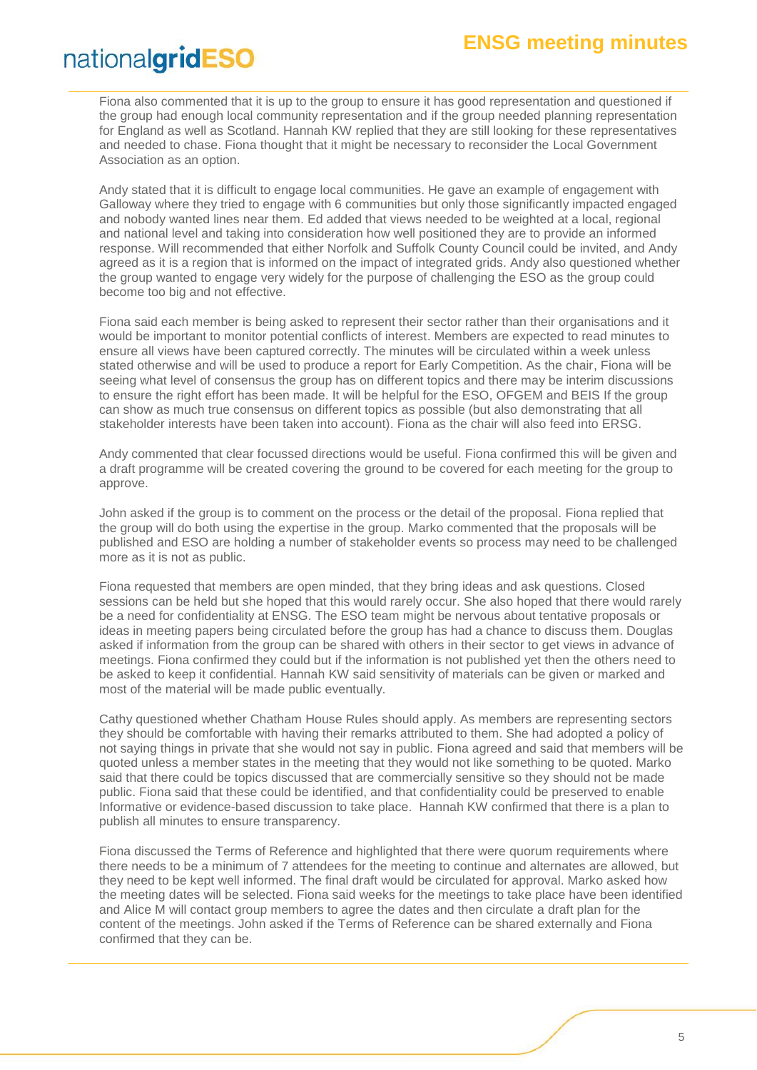Fiona also commented that it is up to the group to ensure it has good representation and questioned if the group had enough local community representation and if the group needed planning representation for England as well as Scotland. Hannah KW replied that they are still looking for these representatives and needed to chase. Fiona thought that it might be necessary to reconsider the Local Government Association as an option.

Andy stated that it is difficult to engage local communities. He gave an example of engagement with Galloway where they tried to engage with 6 communities but only those significantly impacted engaged and nobody wanted lines near them. Ed added that views needed to be weighted at a local, regional and national level and taking into consideration how well positioned they are to provide an informed response. Will recommended that either Norfolk and Suffolk County Council could be invited, and Andy agreed as it is a region that is informed on the impact of integrated grids. Andy also questioned whether the group wanted to engage very widely for the purpose of challenging the ESO as the group could become too big and not effective.

Fiona said each member is being asked to represent their sector rather than their organisations and it would be important to monitor potential conflicts of interest. Members are expected to read minutes to ensure all views have been captured correctly. The minutes will be circulated within a week unless stated otherwise and will be used to produce a report for Early Competition. As the chair, Fiona will be seeing what level of consensus the group has on different topics and there may be interim discussions to ensure the right effort has been made. It will be helpful for the ESO, OFGEM and BEIS If the group can show as much true consensus on different topics as possible (but also demonstrating that all stakeholder interests have been taken into account). Fiona as the chair will also feed into ERSG.

Andy commented that clear focussed directions would be useful. Fiona confirmed this will be given and a draft programme will be created covering the ground to be covered for each meeting for the group to approve.

John asked if the group is to comment on the process or the detail of the proposal. Fiona replied that the group will do both using the expertise in the group. Marko commented that the proposals will be published and ESO are holding a number of stakeholder events so process may need to be challenged more as it is not as public.

Fiona requested that members are open minded, that they bring ideas and ask questions. Closed sessions can be held but she hoped that this would rarely occur. She also hoped that there would rarely be a need for confidentiality at ENSG. The ESO team might be nervous about tentative proposals or ideas in meeting papers being circulated before the group has had a chance to discuss them. Douglas asked if information from the group can be shared with others in their sector to get views in advance of meetings. Fiona confirmed they could but if the information is not published yet then the others need to be asked to keep it confidential. Hannah KW said sensitivity of materials can be given or marked and most of the material will be made public eventually.

Cathy questioned whether Chatham House Rules should apply. As members are representing sectors they should be comfortable with having their remarks attributed to them. She had adopted a policy of not saying things in private that she would not say in public. Fiona agreed and said that members will be quoted unless a member states in the meeting that they would not like something to be quoted. Marko said that there could be topics discussed that are commercially sensitive so they should not be made public. Fiona said that these could be identified, and that confidentiality could be preserved to enable Informative or evidence-based discussion to take place. Hannah KW confirmed that there is a plan to publish all minutes to ensure transparency.

Fiona discussed the Terms of Reference and highlighted that there were quorum requirements where there needs to be a minimum of 7 attendees for the meeting to continue and alternates are allowed, but they need to be kept well informed. The final draft would be circulated for approval. Marko asked how the meeting dates will be selected. Fiona said weeks for the meetings to take place have been identified and Alice M will contact group members to agree the dates and then circulate a draft plan for the content of the meetings. John asked if the Terms of Reference can be shared externally and Fiona confirmed that they can be.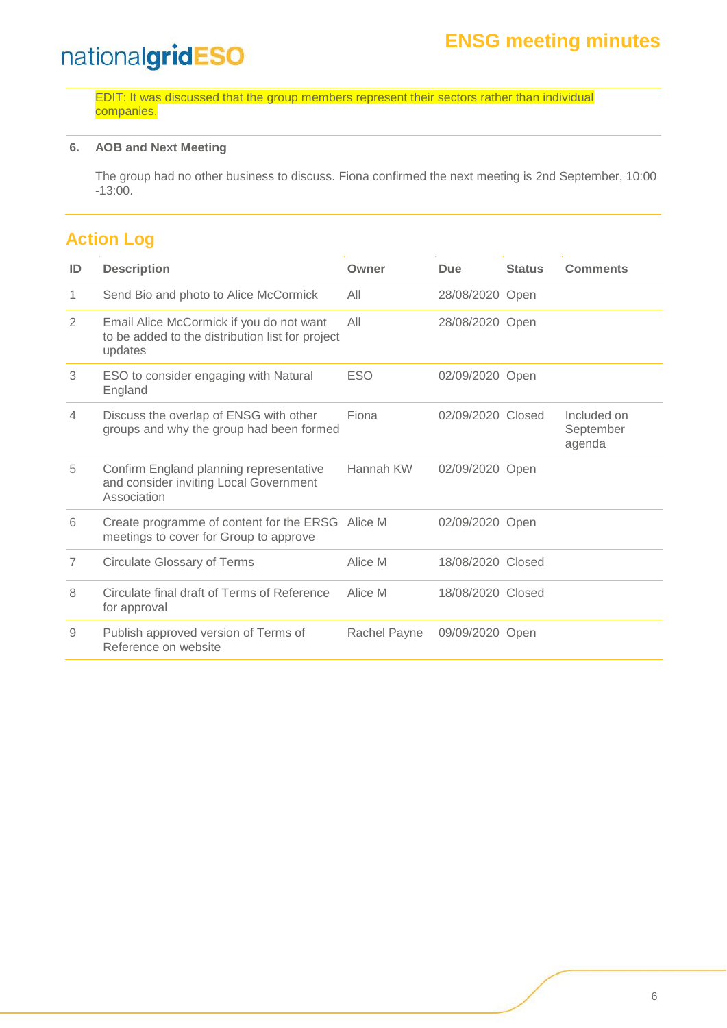EDIT: It was discussed that the group members represent their sectors rather than individual companies.

**6. AOB and Next Meeting**

The group had no other business to discuss. Fiona confirmed the next meeting is 2nd September, 10:00 -13:00.

## Action Log

| ID | Description | Owner | Due | Status | Comments |
|---|---|---|---|---|---|
| 1 | Send Bio and photo to Alice McCormick | All | 28/08/2020 | Open | |
| 2 | Email Alice McCormick if you do not want to be added to the distribution list for project updates | All | 28/08/2020 | Open | |
| 3 | ESO to consider engaging with Natural England | ESO | 02/09/2020 | Open | |
| 4 | Discuss the overlap of ENSG with other groups and why the group had been formed | Fiona | 02/09/2020 | Closed | Included on September agenda |
| 5 | Confirm England planning representative and consider inviting Local Government Association | Hannah KW | 02/09/2020 | Open | |
| 6 | Create programme of content for the ERSG meetings to cover for Group to approve | Alice M | 02/09/2020 | Open | |
| 7 | Circulate Glossary of Terms | Alice M | 18/08/2020 | Closed | |
| 8 | Circulate final draft of Terms of Reference for approval | Alice M | 18/08/2020 | Closed | |
| 9 | Publish approved version of Terms of Reference on website | Rachel Payne | 09/09/2020 | Open | |